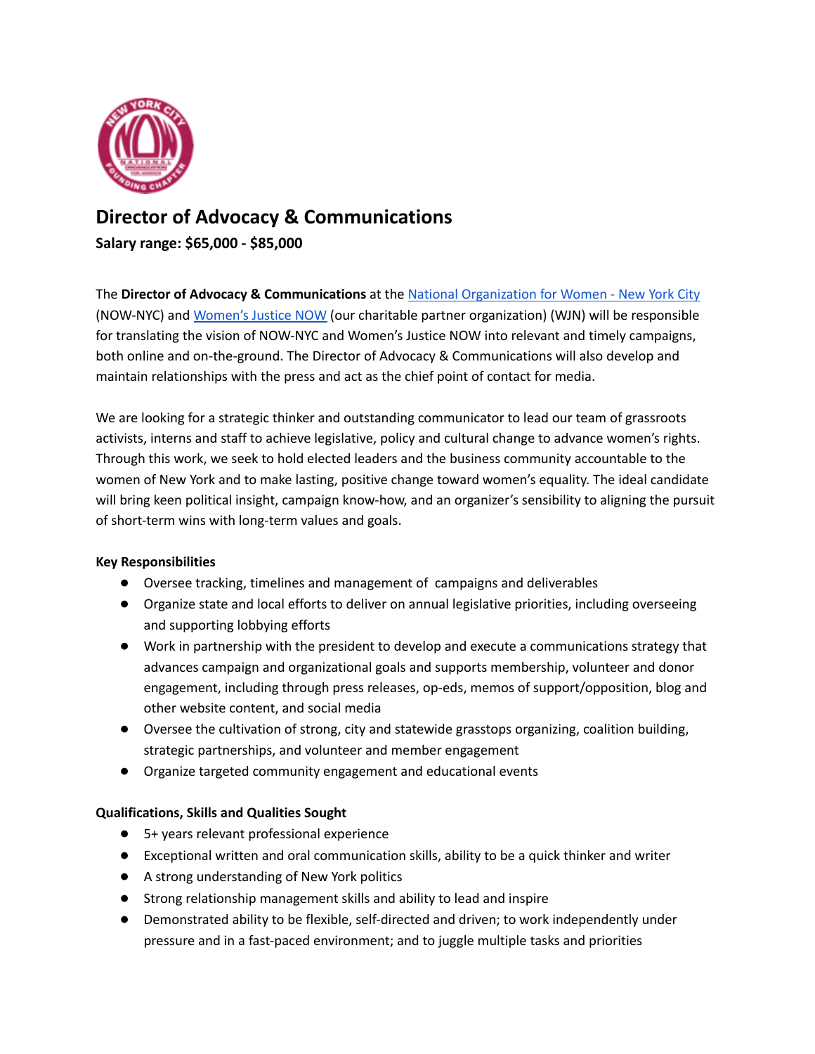# Director of Advocacy & Communications

**Salary range: $65,000 - $85,000**

The **Director of Advocacy & Communications** at the National Organization for Women - New York City (NOW-NYC) and Women's Justice NOW (our charitable partner organization) (WJN) will be responsible for translating the vision of NOW-NYC and Women's Justice NOW into relevant and timely campaigns, both online and on-the-ground. The Director of Advocacy & Communications will also develop and maintain relationships with the press and act as the chief point of contact for media.

We are looking for a strategic thinker and outstanding communicator to lead our team of grassroots activists, interns and staff to achieve legislative, policy and cultural change to advance women's rights. Through this work, we seek to hold elected leaders and the business community accountable to the women of New York and to make lasting, positive change toward women's equality. The ideal candidate will bring keen political insight, campaign know-how, and an organizer's sensibility to aligning the pursuit of short-term wins with long-term values and goals.

**Key Responsibilities**

- Oversee tracking, timelines and management of campaigns and deliverables
- Organize state and local efforts to deliver on annual legislative priorities, including overseeing and supporting lobbying efforts
- Work in partnership with the president to develop and execute a communications strategy that advances campaign and organizational goals and supports membership, volunteer and donor engagement, including through press releases, op-eds, memos of support/opposition, blog and other website content, and social media
- Oversee the cultivation of strong, city and statewide grasstops organizing, coalition building, strategic partnerships, and volunteer and member engagement
- Organize targeted community engagement and educational events

**Qualifications, Skills and Qualities Sought**

- 5+ years relevant professional experience
- Exceptional written and oral communication skills, ability to be a quick thinker and writer
- A strong understanding of New York politics
- Strong relationship management skills and ability to lead and inspire
- Demonstrated ability to be flexible, self-directed and driven; to work independently under pressure and in a fast-paced environment; and to juggle multiple tasks and priorities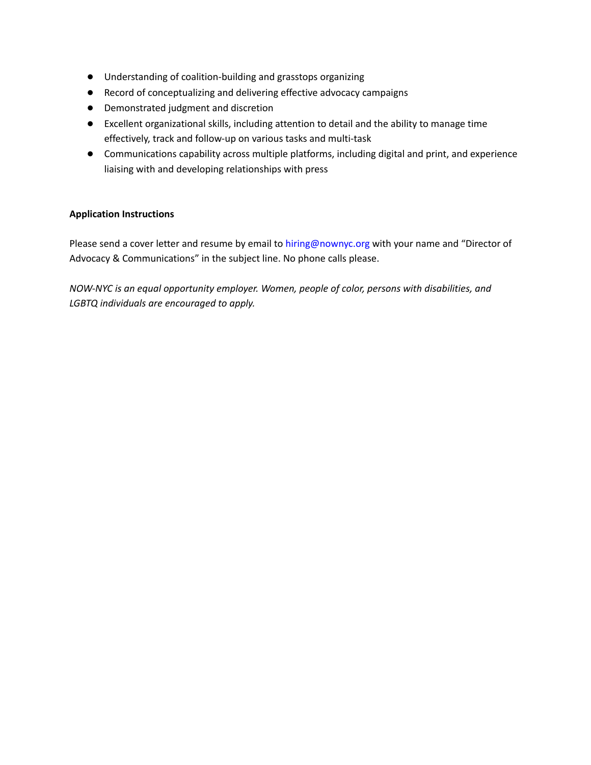- Understanding of coalition-building and grasstops organizing
- Record of conceptualizing and delivering effective advocacy campaigns
- Demonstrated judgment and discretion
- Excellent organizational skills, including attention to detail and the ability to manage time effectively, track and follow-up on various tasks and multi-task
- Communications capability across multiple platforms, including digital and print, and experience liaising with and developing relationships with press

**Application Instructions**

Please send a cover letter and resume by email to hiring@nownyc.org with your name and "Director of Advocacy & Communications" in the subject line. No phone calls please.

*NOW-NYC is an equal opportunity employer. Women, people of color, persons with disabilities, and LGBTQ individuals are encouraged to apply.*